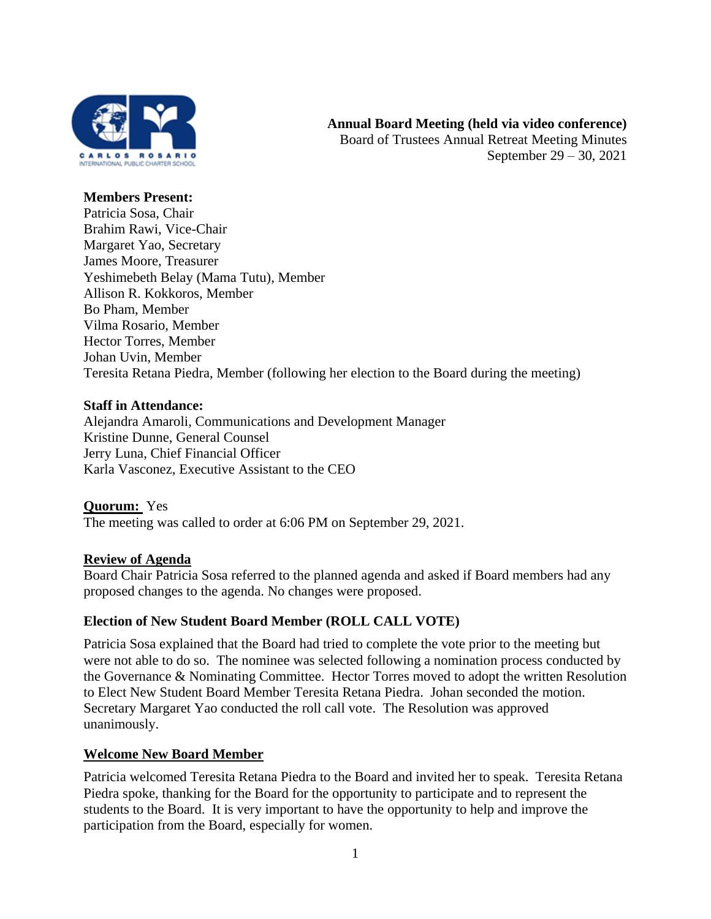**Annual Board Meeting (held via video conference)**
Board of Trustees Annual Retreat Meeting Minutes
September 29 – 30, 2021

**Members Present:**
Patricia Sosa, Chair
Brahim Rawi, Vice-Chair
Margaret Yao, Secretary
James Moore, Treasurer
Yeshimebeth Belay (Mama Tutu), Member
Allison R. Kokkoros, Member
Bo Pham, Member
Vilma Rosario, Member
Hector Torres, Member
Johan Uvin, Member
Teresita Retana Piedra, Member (following her election to the Board during the meeting)

**Staff in Attendance:**
Alejandra Amaroli, Communications and Development Manager
Kristine Dunne, General Counsel
Jerry Luna, Chief Financial Officer
Karla Vasconez, Executive Assistant to the CEO

**Quorum:** Yes
The meeting was called to order at 6:06 PM on September 29, 2021.

**Review of Agenda**
Board Chair Patricia Sosa referred to the planned agenda and asked if Board members had any proposed changes to the agenda. No changes were proposed.

**Election of New Student Board Member (ROLL CALL VOTE)**

Patricia Sosa explained that the Board had tried to complete the vote prior to the meeting but were not able to do so. The nominee was selected following a nomination process conducted by the Governance & Nominating Committee. Hector Torres moved to adopt the written Resolution to Elect New Student Board Member Teresita Retana Piedra. Johan seconded the motion. Secretary Margaret Yao conducted the roll call vote. The Resolution was approved unanimously.

**Welcome New Board Member**

Patricia welcomed Teresita Retana Piedra to the Board and invited her to speak. Teresita Retana Piedra spoke, thanking for the Board for the opportunity to participate and to represent the students to the Board. It is very important to have the opportunity to help and improve the participation from the Board, especially for women.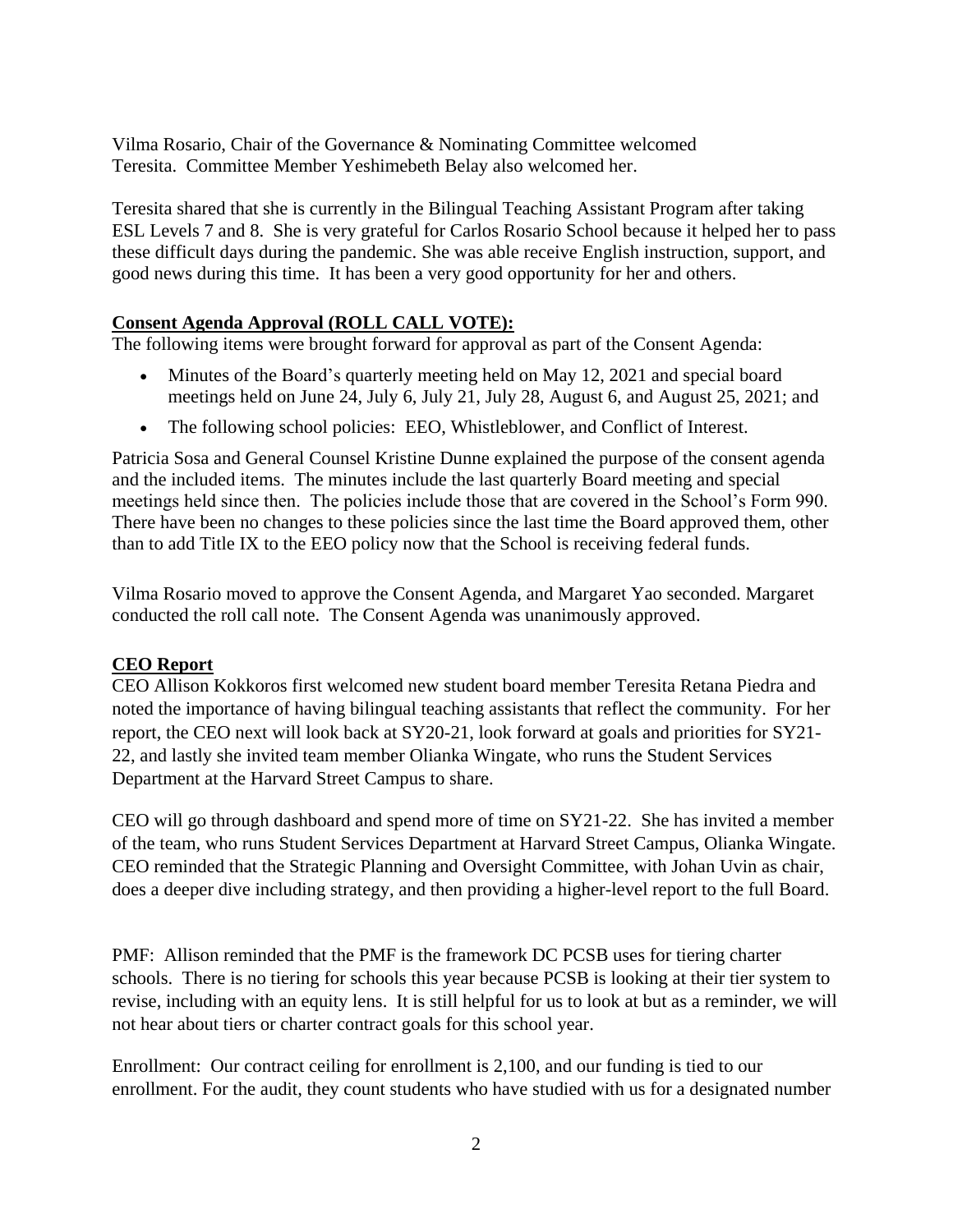Vilma Rosario, Chair of the Governance & Nominating Committee welcomed Teresita. Committee Member Yeshimebeth Belay also welcomed her.

Teresita shared that she is currently in the Bilingual Teaching Assistant Program after taking ESL Levels 7 and 8. She is very grateful for Carlos Rosario School because it helped her to pass these difficult days during the pandemic. She was able receive English instruction, support, and good news during this time. It has been a very good opportunity for her and others.

**Consent Agenda Approval (ROLL CALL VOTE):**

The following items were brought forward for approval as part of the Consent Agenda:

- Minutes of the Board's quarterly meeting held on May 12, 2021 and special board meetings held on June 24, July 6, July 21, July 28, August 6, and August 25, 2021; and
- The following school policies: EEO, Whistleblower, and Conflict of Interest.

Patricia Sosa and General Counsel Kristine Dunne explained the purpose of the consent agenda and the included items. The minutes include the last quarterly Board meeting and special meetings held since then. The policies include those that are covered in the School's Form 990. There have been no changes to these policies since the last time the Board approved them, other than to add Title IX to the EEO policy now that the School is receiving federal funds.

Vilma Rosario moved to approve the Consent Agenda, and Margaret Yao seconded. Margaret conducted the roll call note. The Consent Agenda was unanimously approved.

**CEO Report**

CEO Allison Kokkoros first welcomed new student board member Teresita Retana Piedra and noted the importance of having bilingual teaching assistants that reflect the community. For her report, the CEO next will look back at SY20-21, look forward at goals and priorities for SY21-22, and lastly she invited team member Olianka Wingate, who runs the Student Services Department at the Harvard Street Campus to share.

CEO will go through dashboard and spend more of time on SY21-22. She has invited a member of the team, who runs Student Services Department at Harvard Street Campus, Olianka Wingate. CEO reminded that the Strategic Planning and Oversight Committee, with Johan Uvin as chair, does a deeper dive including strategy, and then providing a higher-level report to the full Board.

PMF: Allison reminded that the PMF is the framework DC PCSB uses for tiering charter schools. There is no tiering for schools this year because PCSB is looking at their tier system to revise, including with an equity lens. It is still helpful for us to look at but as a reminder, we will not hear about tiers or charter contract goals for this school year.

Enrollment: Our contract ceiling for enrollment is 2,100, and our funding is tied to our enrollment. For the audit, they count students who have studied with us for a designated number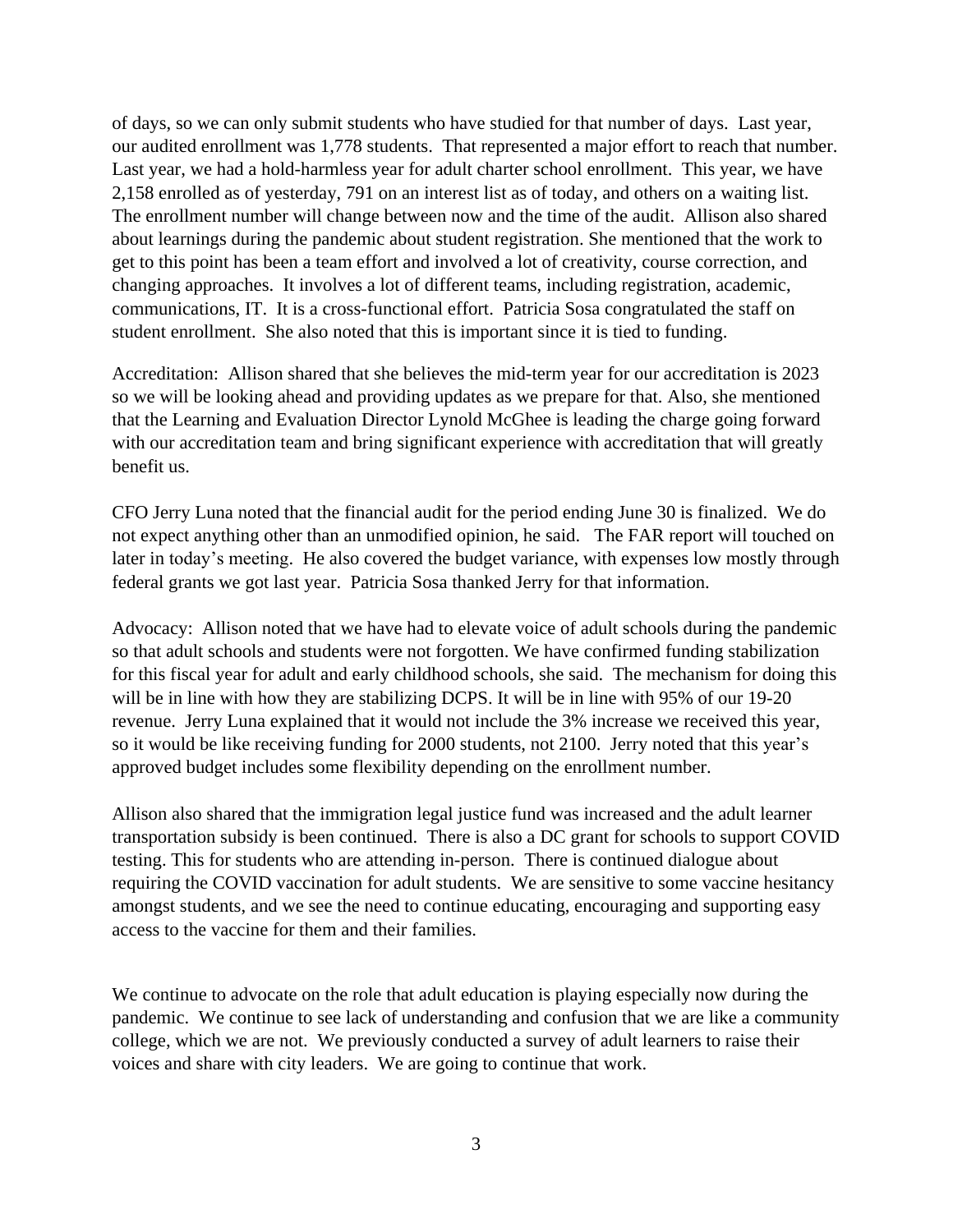of days, so we can only submit students who have studied for that number of days. Last year, our audited enrollment was 1,778 students. That represented a major effort to reach that number. Last year, we had a hold-harmless year for adult charter school enrollment. This year, we have 2,158 enrolled as of yesterday, 791 on an interest list as of today, and others on a waiting list. The enrollment number will change between now and the time of the audit. Allison also shared about learnings during the pandemic about student registration. She mentioned that the work to get to this point has been a team effort and involved a lot of creativity, course correction, and changing approaches. It involves a lot of different teams, including registration, academic, communications, IT. It is a cross-functional effort. Patricia Sosa congratulated the staff on student enrollment. She also noted that this is important since it is tied to funding.

Accreditation: Allison shared that she believes the mid-term year for our accreditation is 2023 so we will be looking ahead and providing updates as we prepare for that. Also, she mentioned that the Learning and Evaluation Director Lynold McGhee is leading the charge going forward with our accreditation team and bring significant experience with accreditation that will greatly benefit us.

CFO Jerry Luna noted that the financial audit for the period ending June 30 is finalized. We do not expect anything other than an unmodified opinion, he said. The FAR report will touched on later in today's meeting. He also covered the budget variance, with expenses low mostly through federal grants we got last year. Patricia Sosa thanked Jerry for that information.

Advocacy: Allison noted that we have had to elevate voice of adult schools during the pandemic so that adult schools and students were not forgotten. We have confirmed funding stabilization for this fiscal year for adult and early childhood schools, she said. The mechanism for doing this will be in line with how they are stabilizing DCPS. It will be in line with 95% of our 19-20 revenue. Jerry Luna explained that it would not include the 3% increase we received this year, so it would be like receiving funding for 2000 students, not 2100. Jerry noted that this year's approved budget includes some flexibility depending on the enrollment number.

Allison also shared that the immigration legal justice fund was increased and the adult learner transportation subsidy is been continued. There is also a DC grant for schools to support COVID testing. This for students who are attending in-person. There is continued dialogue about requiring the COVID vaccination for adult students. We are sensitive to some vaccine hesitancy amongst students, and we see the need to continue educating, encouraging and supporting easy access to the vaccine for them and their families.

We continue to advocate on the role that adult education is playing especially now during the pandemic. We continue to see lack of understanding and confusion that we are like a community college, which we are not. We previously conducted a survey of adult learners to raise their voices and share with city leaders. We are going to continue that work.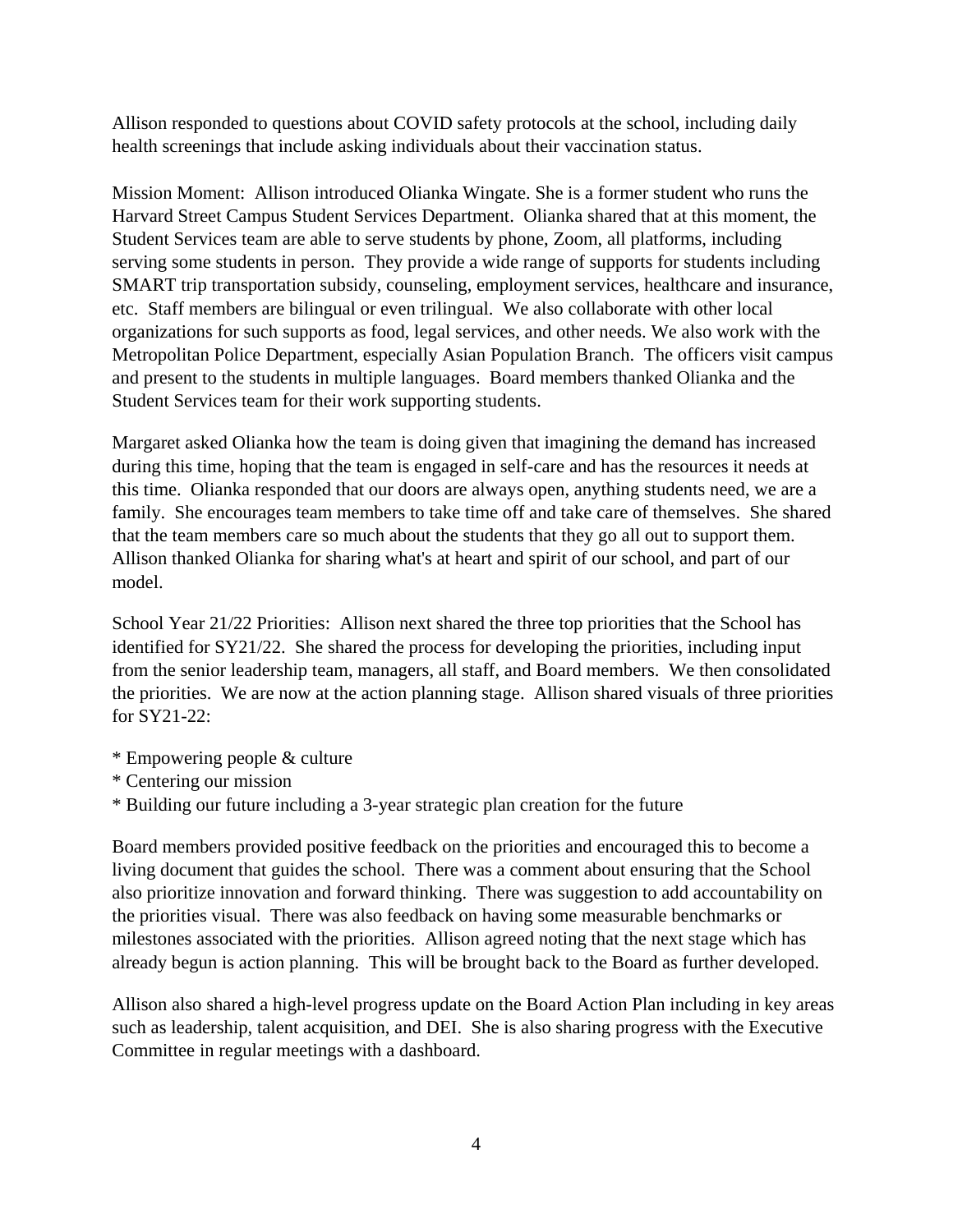Allison responded to questions about COVID safety protocols at the school, including daily health screenings that include asking individuals about their vaccination status.

Mission Moment:  Allison introduced Olianka Wingate. She is a former student who runs the Harvard Street Campus Student Services Department.  Olianka shared that at this moment, the Student Services team are able to serve students by phone, Zoom, all platforms, including serving some students in person.  They provide a wide range of supports for students including SMART trip transportation subsidy, counseling, employment services, healthcare and insurance, etc.  Staff members are bilingual or even trilingual.  We also collaborate with other local organizations for such supports as food, legal services, and other needs. We also work with the Metropolitan Police Department, especially Asian Population Branch.  The officers visit campus and present to the students in multiple languages.  Board members thanked Olianka and the Student Services team for their work supporting students.

Margaret asked Olianka how the team is doing given that imagining the demand has increased during this time, hoping that the team is engaged in self-care and has the resources it needs at this time.  Olianka responded that our doors are always open, anything students need, we are a family.  She encourages team members to take time off and take care of themselves.  She shared that the team members care so much about the students that they go all out to support them. Allison thanked Olianka for sharing what's at heart and spirit of our school, and part of our model.

School Year 21/22 Priorities:  Allison next shared the three top priorities that the School has identified for SY21/22.  She shared the process for developing the priorities, including input from the senior leadership team, managers, all staff, and Board members.  We then consolidated the priorities.  We are now at the action planning stage.  Allison shared visuals of three priorities for SY21-22:

* Empowering people & culture
* Centering our mission
* Building our future including a 3-year strategic plan creation for the future

Board members provided positive feedback on the priorities and encouraged this to become a living document that guides the school.  There was a comment about ensuring that the School also prioritize innovation and forward thinking.  There was suggestion to add accountability on the priorities visual.  There was also feedback on having some measurable benchmarks or milestones associated with the priorities.  Allison agreed noting that the next stage which has already begun is action planning.  This will be brought back to the Board as further developed.

Allison also shared a high-level progress update on the Board Action Plan including in key areas such as leadership, talent acquisition, and DEI.  She is also sharing progress with the Executive Committee in regular meetings with a dashboard.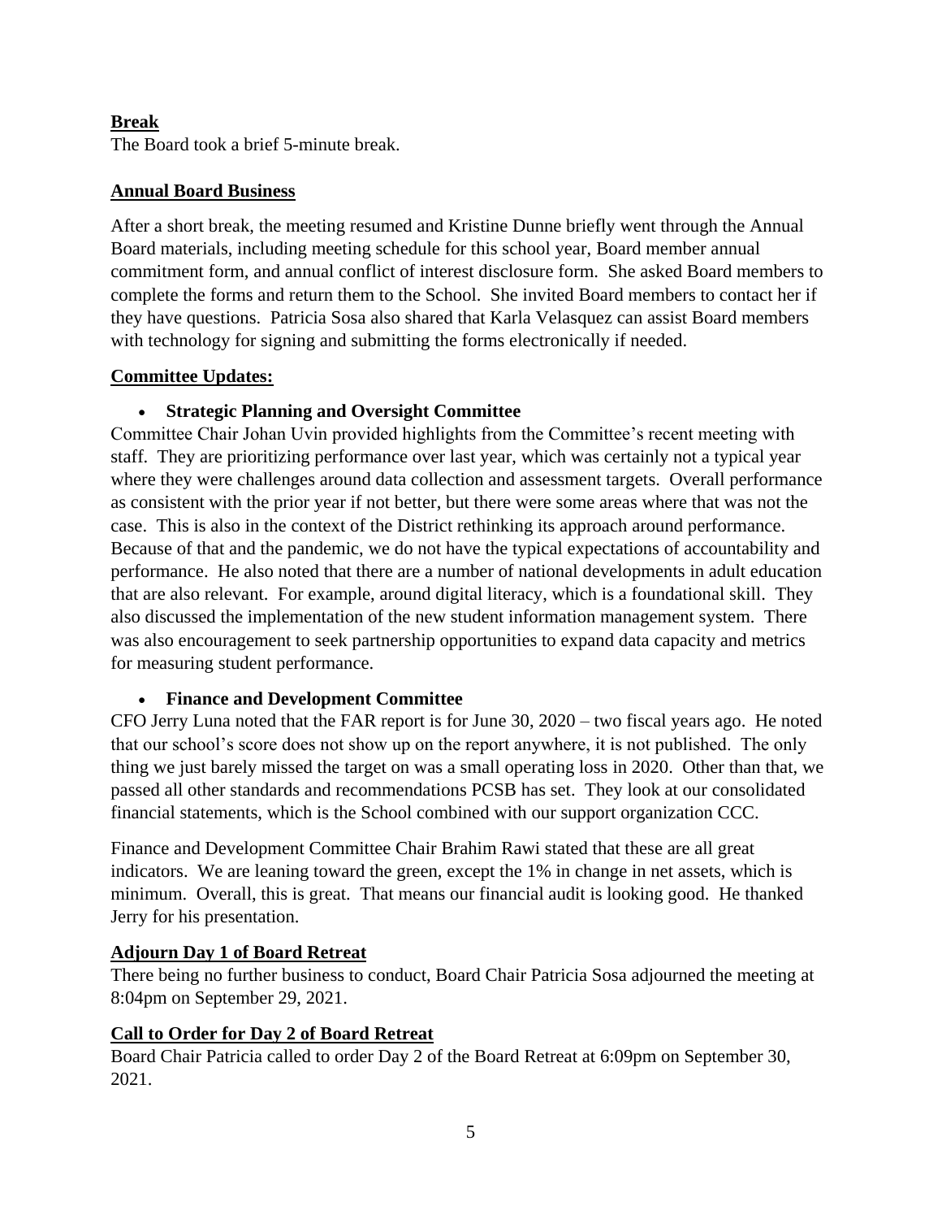**Break**
The Board took a brief 5-minute break.

**Annual Board Business**

After a short break, the meeting resumed and Kristine Dunne briefly went through the Annual Board materials, including meeting schedule for this school year, Board member annual commitment form, and annual conflict of interest disclosure form. She asked Board members to complete the forms and return them to the School. She invited Board members to contact her if they have questions. Patricia Sosa also shared that Karla Velasquez can assist Board members with technology for signing and submitting the forms electronically if needed.

**Committee Updates:**

- **Strategic Planning and Oversight Committee**

Committee Chair Johan Uvin provided highlights from the Committee's recent meeting with staff. They are prioritizing performance over last year, which was certainly not a typical year where they were challenges around data collection and assessment targets. Overall performance as consistent with the prior year if not better, but there were some areas where that was not the case. This is also in the context of the District rethinking its approach around performance. Because of that and the pandemic, we do not have the typical expectations of accountability and performance. He also noted that there are a number of national developments in adult education that are also relevant. For example, around digital literacy, which is a foundational skill. They also discussed the implementation of the new student information management system. There was also encouragement to seek partnership opportunities to expand data capacity and metrics for measuring student performance.

- **Finance and Development Committee**

CFO Jerry Luna noted that the FAR report is for June 30, 2020 – two fiscal years ago. He noted that our school's score does not show up on the report anywhere, it is not published. The only thing we just barely missed the target on was a small operating loss in 2020. Other than that, we passed all other standards and recommendations PCSB has set. They look at our consolidated financial statements, which is the School combined with our support organization CCC.

Finance and Development Committee Chair Brahim Rawi stated that these are all great indicators. We are leaning toward the green, except the 1% in change in net assets, which is minimum. Overall, this is great. That means our financial audit is looking good. He thanked Jerry for his presentation.

**Adjourn Day 1 of Board Retreat**
There being no further business to conduct, Board Chair Patricia Sosa adjourned the meeting at 8:04pm on September 29, 2021.

**Call to Order for Day 2 of Board Retreat**
Board Chair Patricia called to order Day 2 of the Board Retreat at 6:09pm on September 30, 2021.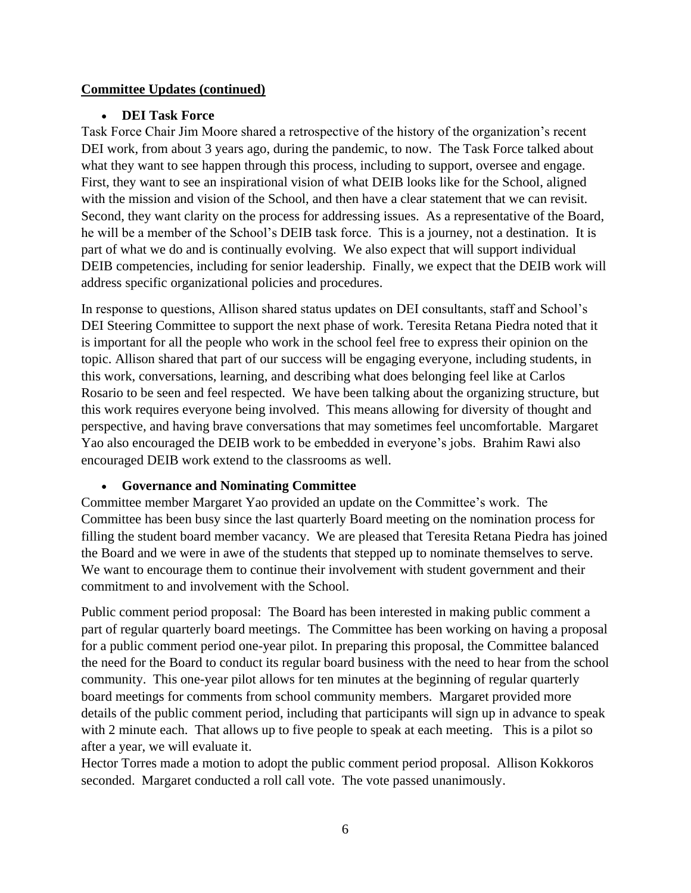**Committee Updates (continued)**

- **DEI Task Force**

Task Force Chair Jim Moore shared a retrospective of the history of the organization's recent DEI work, from about 3 years ago, during the pandemic, to now. The Task Force talked about what they want to see happen through this process, including to support, oversee and engage. First, they want to see an inspirational vision of what DEIB looks like for the School, aligned with the mission and vision of the School, and then have a clear statement that we can revisit. Second, they want clarity on the process for addressing issues. As a representative of the Board, he will be a member of the School's DEIB task force. This is a journey, not a destination. It is part of what we do and is continually evolving. We also expect that will support individual DEIB competencies, including for senior leadership. Finally, we expect that the DEIB work will address specific organizational policies and procedures.

In response to questions, Allison shared status updates on DEI consultants, staff and School's DEI Steering Committee to support the next phase of work. Teresita Retana Piedra noted that it is important for all the people who work in the school feel free to express their opinion on the topic. Allison shared that part of our success will be engaging everyone, including students, in this work, conversations, learning, and describing what does belonging feel like at Carlos Rosario to be seen and feel respected. We have been talking about the organizing structure, but this work requires everyone being involved. This means allowing for diversity of thought and perspective, and having brave conversations that may sometimes feel uncomfortable. Margaret Yao also encouraged the DEIB work to be embedded in everyone's jobs. Brahim Rawi also encouraged DEIB work extend to the classrooms as well.

- **Governance and Nominating Committee**

Committee member Margaret Yao provided an update on the Committee's work. The Committee has been busy since the last quarterly Board meeting on the nomination process for filling the student board member vacancy. We are pleased that Teresita Retana Piedra has joined the Board and we were in awe of the students that stepped up to nominate themselves to serve. We want to encourage them to continue their involvement with student government and their commitment to and involvement with the School.

Public comment period proposal: The Board has been interested in making public comment a part of regular quarterly board meetings. The Committee has been working on having a proposal for a public comment period one-year pilot. In preparing this proposal, the Committee balanced the need for the Board to conduct its regular board business with the need to hear from the school community. This one-year pilot allows for ten minutes at the beginning of regular quarterly board meetings for comments from school community members. Margaret provided more details of the public comment period, including that participants will sign up in advance to speak with 2 minute each. That allows up to five people to speak at each meeting. This is a pilot so after a year, we will evaluate it.

Hector Torres made a motion to adopt the public comment period proposal. Allison Kokkoros seconded. Margaret conducted a roll call vote. The vote passed unanimously.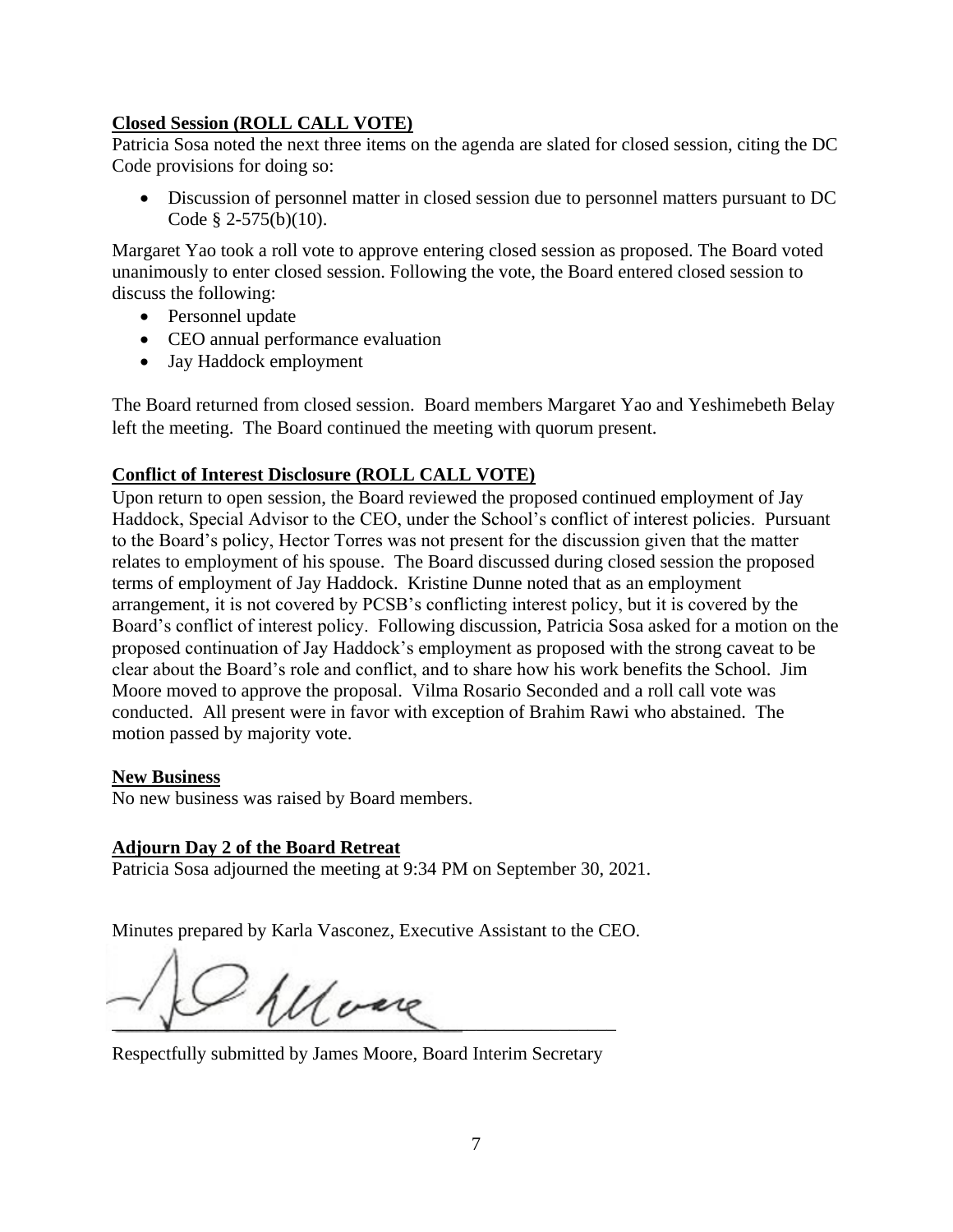**Closed Session (ROLL CALL VOTE)**

Patricia Sosa noted the next three items on the agenda are slated for closed session, citing the DC Code provisions for doing so:

- Discussion of personnel matter in closed session due to personnel matters pursuant to DC Code § 2-575(b)(10).

Margaret Yao took a roll vote to approve entering closed session as proposed. The Board voted unanimously to enter closed session. Following the vote, the Board entered closed session to discuss the following:

- Personnel update
- CEO annual performance evaluation
- Jay Haddock employment

The Board returned from closed session. Board members Margaret Yao and Yeshimebeth Belay left the meeting. The Board continued the meeting with quorum present.

**Conflict of Interest Disclosure (ROLL CALL VOTE)**

Upon return to open session, the Board reviewed the proposed continued employment of Jay Haddock, Special Advisor to the CEO, under the School's conflict of interest policies. Pursuant to the Board's policy, Hector Torres was not present for the discussion given that the matter relates to employment of his spouse. The Board discussed during closed session the proposed terms of employment of Jay Haddock. Kristine Dunne noted that as an employment arrangement, it is not covered by PCSB's conflicting interest policy, but it is covered by the Board's conflict of interest policy. Following discussion, Patricia Sosa asked for a motion on the proposed continuation of Jay Haddock's employment as proposed with the strong caveat to be clear about the Board's role and conflict, and to share how his work benefits the School. Jim Moore moved to approve the proposal. Vilma Rosario Seconded and a roll call vote was conducted. All present were in favor with exception of Brahim Rawi who abstained. The motion passed by majority vote.

**New Business**

No new business was raised by Board members.

**Adjourn Day 2 of the Board Retreat**

Patricia Sosa adjourned the meeting at 9:34 PM on September 30, 2021.

Minutes prepared by Karla Vasconez, Executive Assistant to the CEO.

\_\_\_\_\_\_\_\_\_\_\_\_\_\_\_\_\_\_\_\_\_\_\_\_\_\_\_\_\_\_\_\_\_\_\_\_\_\_\_\_

Respectfully submitted by James Moore, Board Interim Secretary